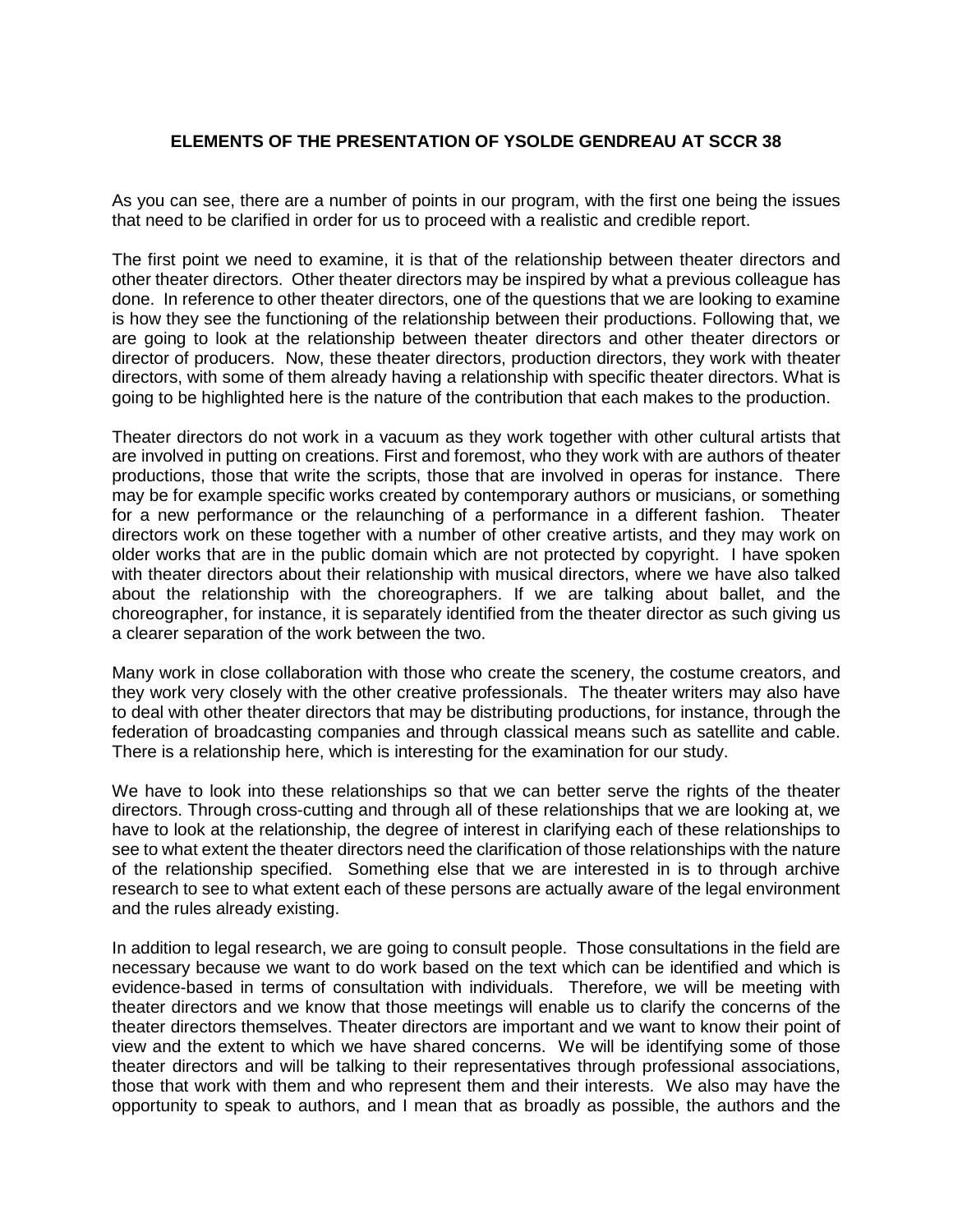**ELEMENTS OF THE PRESENTATION OF YSOLDE GENDREAU AT SCCR 38**

As you can see, there are a number of points in our program, with the first one being the issues that need to be clarified in order for us to proceed with a realistic and credible report.

The first point we need to examine, it is that of the relationship between theater directors and other theater directors. Other theater directors may be inspired by what a previous colleague has done. In reference to other theater directors, one of the questions that we are looking to examine is how they see the functioning of the relationship between their productions. Following that, we are going to look at the relationship between theater directors and other theater directors or director of producers. Now, these theater directors, production directors, they work with theater directors, with some of them already having a relationship with specific theater directors. What is going to be highlighted here is the nature of the contribution that each makes to the production.

Theater directors do not work in a vacuum as they work together with other cultural artists that are involved in putting on creations. First and foremost, who they work with are authors of theater productions, those that write the scripts, those that are involved in operas for instance. There may be for example specific works created by contemporary authors or musicians, or something for a new performance or the relaunching of a performance in a different fashion. Theater directors work on these together with a number of other creative artists, and they may work on older works that are in the public domain which are not protected by copyright. I have spoken with theater directors about their relationship with musical directors, where we have also talked about the relationship with the choreographers. If we are talking about ballet, and the choreographer, for instance, it is separately identified from the theater director as such giving us a clearer separation of the work between the two.

Many work in close collaboration with those who create the scenery, the costume creators, and they work very closely with the other creative professionals. The theater writers may also have to deal with other theater directors that may be distributing productions, for instance, through the federation of broadcasting companies and through classical means such as satellite and cable. There is a relationship here, which is interesting for the examination for our study.

We have to look into these relationships so that we can better serve the rights of the theater directors. Through cross-cutting and through all of these relationships that we are looking at, we have to look at the relationship, the degree of interest in clarifying each of these relationships to see to what extent the theater directors need the clarification of those relationships with the nature of the relationship specified. Something else that we are interested in is to through archive research to see to what extent each of these persons are actually aware of the legal environment and the rules already existing.

In addition to legal research, we are going to consult people. Those consultations in the field are necessary because we want to do work based on the text which can be identified and which is evidence-based in terms of consultation with individuals. Therefore, we will be meeting with theater directors and we know that those meetings will enable us to clarify the concerns of the theater directors themselves. Theater directors are important and we want to know their point of view and the extent to which we have shared concerns. We will be identifying some of those theater directors and will be talking to their representatives through professional associations, those that work with them and who represent them and their interests. We also may have the opportunity to speak to authors, and I mean that as broadly as possible, the authors and the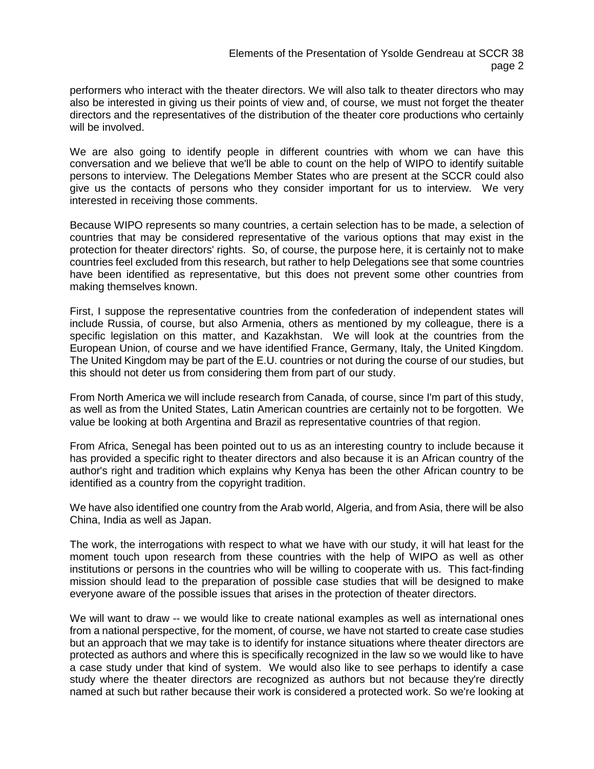performers who interact with the theater directors. We will also talk to theater directors who may also be interested in giving us their points of view and, of course, we must not forget the theater directors and the representatives of the distribution of the theater core productions who certainly will be involved.

We are also going to identify people in different countries with whom we can have this conversation and we believe that we'll be able to count on the help of WIPO to identify suitable persons to interview. The Delegations Member States who are present at the SCCR could also give us the contacts of persons who they consider important for us to interview. We very interested in receiving those comments.

Because WIPO represents so many countries, a certain selection has to be made, a selection of countries that may be considered representative of the various options that may exist in the protection for theater directors' rights. So, of course, the purpose here, it is certainly not to make countries feel excluded from this research, but rather to help Delegations see that some countries have been identified as representative, but this does not prevent some other countries from making themselves known.

First, I suppose the representative countries from the confederation of independent states will include Russia, of course, but also Armenia, others as mentioned by my colleague, there is a specific legislation on this matter, and Kazakhstan. We will look at the countries from the European Union, of course and we have identified France, Germany, Italy, the United Kingdom. The United Kingdom may be part of the E.U. countries or not during the course of our studies, but this should not deter us from considering them from part of our study.

From North America we will include research from Canada, of course, since I'm part of this study, as well as from the United States, Latin American countries are certainly not to be forgotten. We value be looking at both Argentina and Brazil as representative countries of that region.

From Africa, Senegal has been pointed out to us as an interesting country to include because it has provided a specific right to theater directors and also because it is an African country of the author's right and tradition which explains why Kenya has been the other African country to be identified as a country from the copyright tradition.

We have also identified one country from the Arab world, Algeria, and from Asia, there will be also China, India as well as Japan.

The work, the interrogations with respect to what we have with our study, it will hat least for the moment touch upon research from these countries with the help of WIPO as well as other institutions or persons in the countries who will be willing to cooperate with us. This fact-finding mission should lead to the preparation of possible case studies that will be designed to make everyone aware of the possible issues that arises in the protection of theater directors.

We will want to draw -- we would like to create national examples as well as international ones from a national perspective, for the moment, of course, we have not started to create case studies but an approach that we may take is to identify for instance situations where theater directors are protected as authors and where this is specifically recognized in the law so we would like to have a case study under that kind of system. We would also like to see perhaps to identify a case study where the theater directors are recognized as authors but not because they're directly named at such but rather because their work is considered a protected work. So we're looking at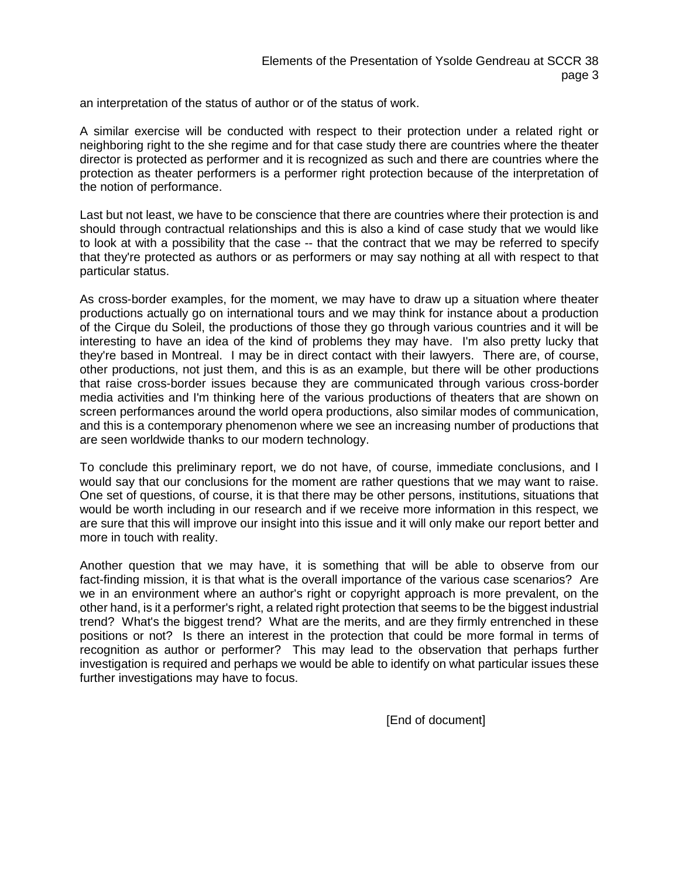an interpretation of the status of author or of the status of work.

A similar exercise will be conducted with respect to their protection under a related right or neighboring right to the she regime and for that case study there are countries where the theater director is protected as performer and it is recognized as such and there are countries where the protection as theater performers is a performer right protection because of the interpretation of the notion of performance.

Last but not least, we have to be conscience that there are countries where their protection is and should through contractual relationships and this is also a kind of case study that we would like to look at with a possibility that the case -- that the contract that we may be referred to specify that they're protected as authors or as performers or may say nothing at all with respect to that particular status.

As cross-border examples, for the moment, we may have to draw up a situation where theater productions actually go on international tours and we may think for instance about a production of the Cirque du Soleil, the productions of those they go through various countries and it will be interesting to have an idea of the kind of problems they may have. I'm also pretty lucky that they're based in Montreal. I may be in direct contact with their lawyers. There are, of course, other productions, not just them, and this is as an example, but there will be other productions that raise cross-border issues because they are communicated through various cross-border media activities and I'm thinking here of the various productions of theaters that are shown on screen performances around the world opera productions, also similar modes of communication, and this is a contemporary phenomenon where we see an increasing number of productions that are seen worldwide thanks to our modern technology.

To conclude this preliminary report, we do not have, of course, immediate conclusions, and I would say that our conclusions for the moment are rather questions that we may want to raise. One set of questions, of course, it is that there may be other persons, institutions, situations that would be worth including in our research and if we receive more information in this respect, we are sure that this will improve our insight into this issue and it will only make our report better and more in touch with reality.

Another question that we may have, it is something that will be able to observe from our fact-finding mission, it is that what is the overall importance of the various case scenarios? Are we in an environment where an author's right or copyright approach is more prevalent, on the other hand, is it a performer's right, a related right protection that seems to be the biggest industrial trend? What's the biggest trend? What are the merits, and are they firmly entrenched in these positions or not? Is there an interest in the protection that could be more formal in terms of recognition as author or performer? This may lead to the observation that perhaps further investigation is required and perhaps we would be able to identify on what particular issues these further investigations may have to focus.

[End of document]